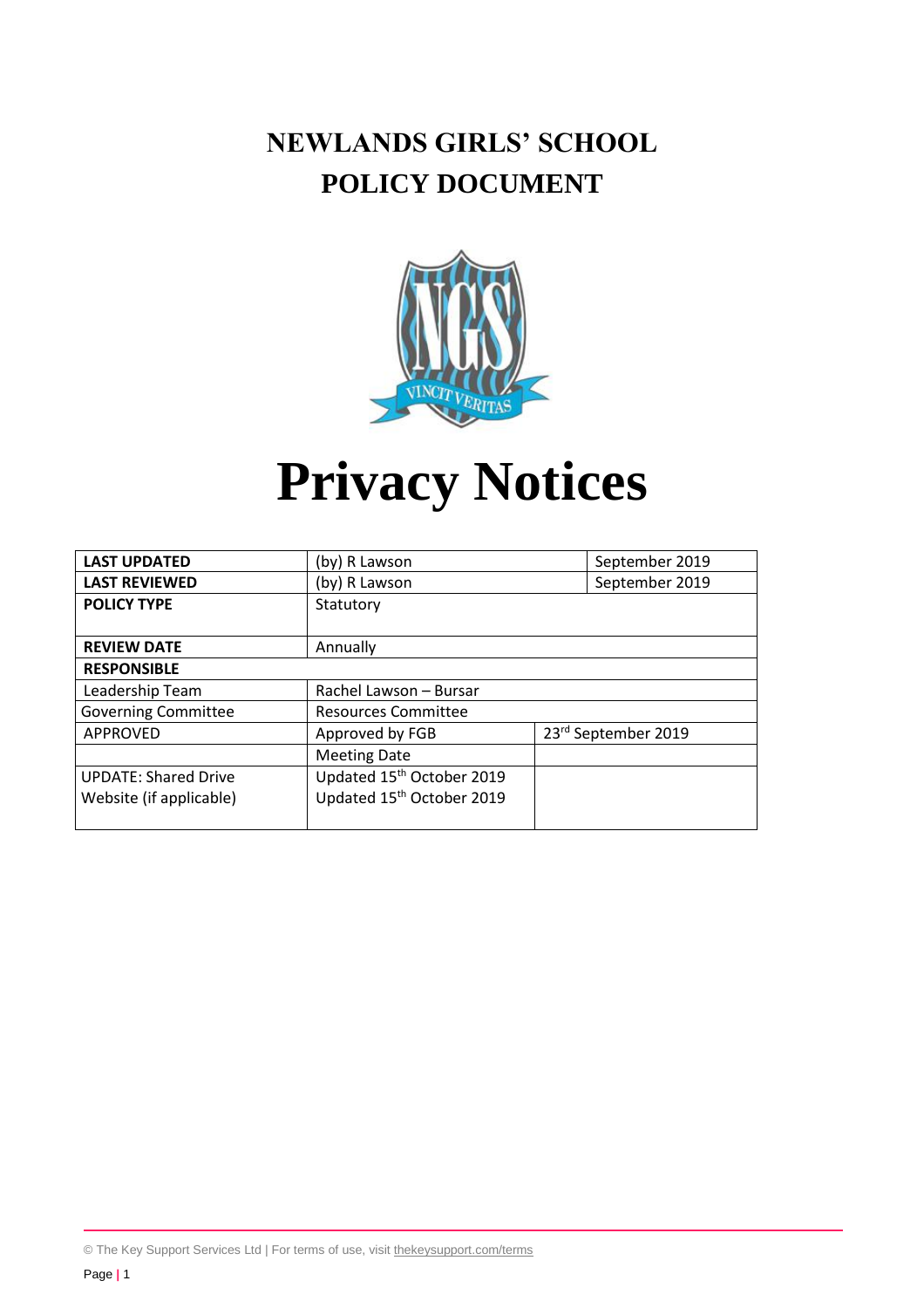# NEWLANDS GIRLS' SCHOOL
# POLICY DOCUMENT

# Privacy Notices

| | | |
|---|---|---|
| **LAST UPDATED** | (by) R Lawson | September 2019 |
| **LAST REVIEWED** | (by) R Lawson | September 2019 |
| **POLICY TYPE** | Statutory | |
| **REVIEW DATE** | Annually | |
| **RESPONSIBLE** | | |
| Leadership Team | Rachel Lawson – Bursar | |
| Governing Committee | Resources Committee | |
| APPROVED | Approved by FGB | 23rd September 2019 |
| | Meeting Date | |
| UPDATE: Shared Drive<br>Website (if applicable) | Updated 15th October 2019<br>Updated 15th October 2019 | |

© The Key Support Services Ltd | For terms of use, visit thekeysupport.com/terms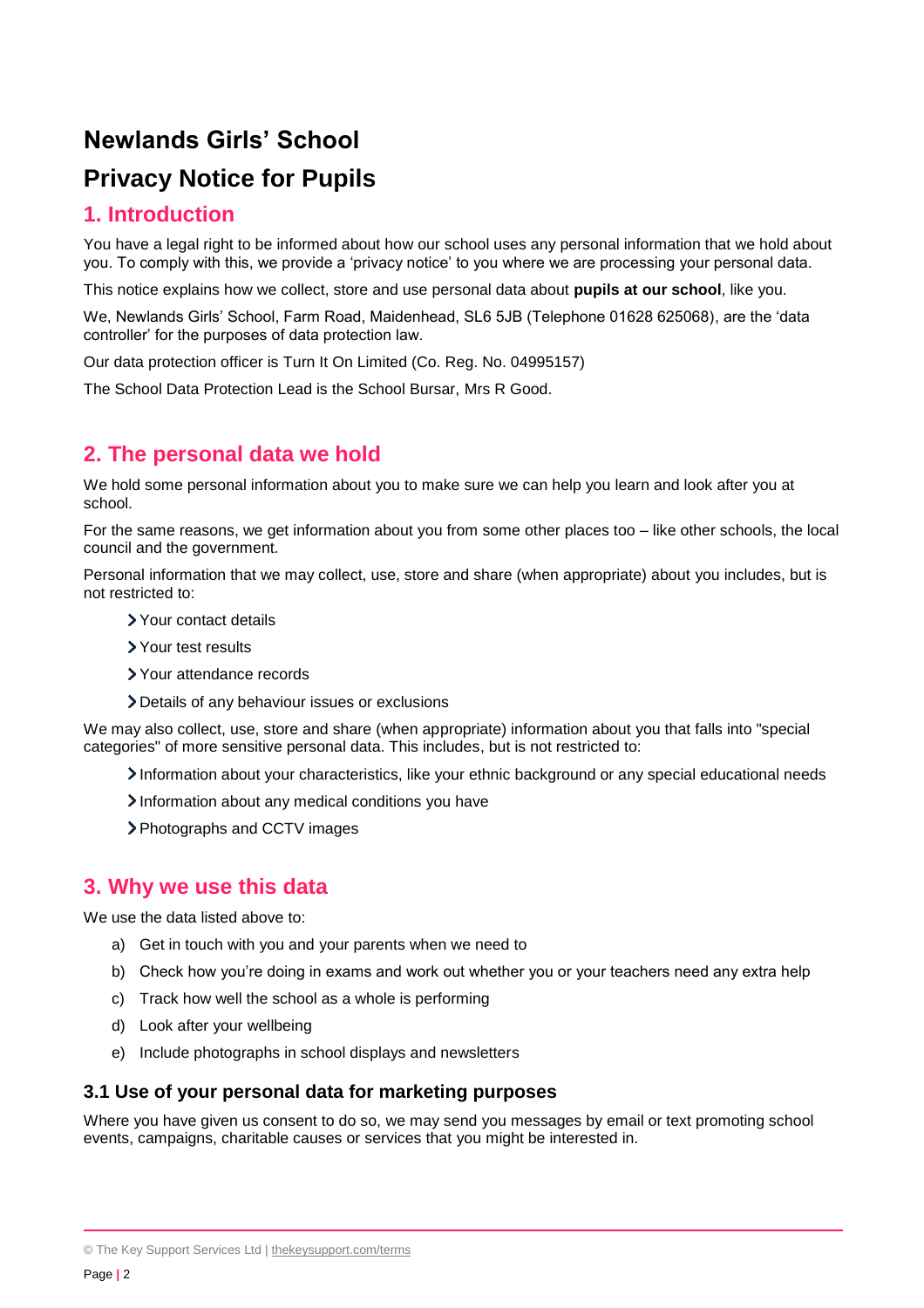# Newlands Girls' School

# Privacy Notice for Pupils

## 1. Introduction

You have a legal right to be informed about how our school uses any personal information that we hold about you. To comply with this, we provide a 'privacy notice' to you where we are processing your personal data.

This notice explains how we collect, store and use personal data about **pupils at our school**, like you.

We, Newlands Girls' School, Farm Road, Maidenhead, SL6 5JB (Telephone 01628 625068), are the 'data controller' for the purposes of data protection law.

Our data protection officer is Turn It On Limited (Co. Reg. No. 04995157)

The School Data Protection Lead is the School Bursar, Mrs R Good.

## 2. The personal data we hold

We hold some personal information about you to make sure we can help you learn and look after you at school.

For the same reasons, we get information about you from some other places too – like other schools, the local council and the government.

Personal information that we may collect, use, store and share (when appropriate) about you includes, but is not restricted to:

- Your contact details
- Your test results
- Your attendance records
- Details of any behaviour issues or exclusions

We may also collect, use, store and share (when appropriate) information about you that falls into "special categories" of more sensitive personal data. This includes, but is not restricted to:

- Information about your characteristics, like your ethnic background or any special educational needs
- Information about any medical conditions you have
- Photographs and CCTV images

## 3. Why we use this data

We use the data listed above to:

a) Get in touch with you and your parents when we need to
b) Check how you're doing in exams and work out whether you or your teachers need any extra help
c) Track how well the school as a whole is performing
d) Look after your wellbeing
e) Include photographs in school displays and newsletters

### 3.1 Use of your personal data for marketing purposes

Where you have given us consent to do so, we may send you messages by email or text promoting school events, campaigns, charitable causes or services that you might be interested in.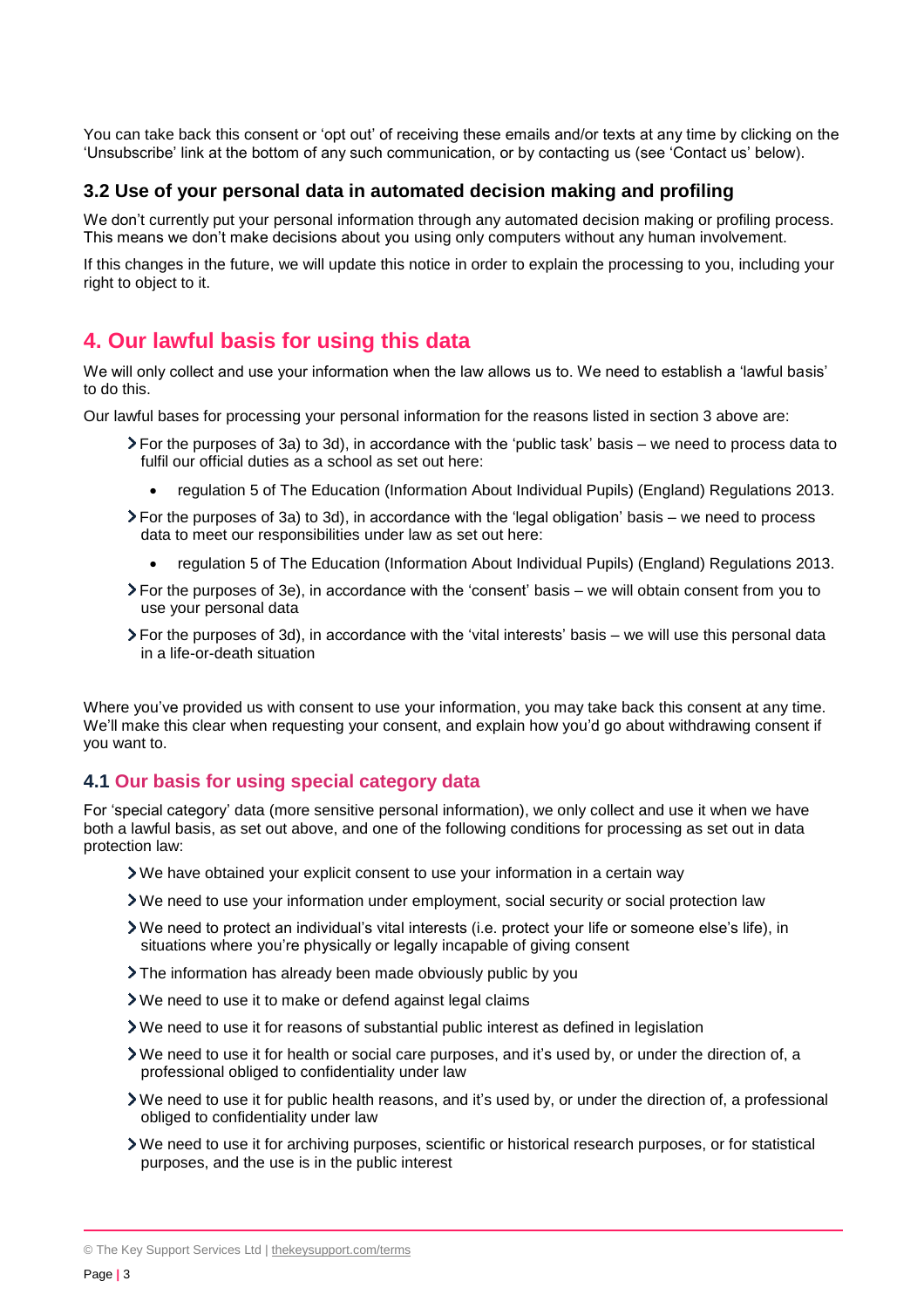You can take back this consent or 'opt out' of receiving these emails and/or texts at any time by clicking on the 'Unsubscribe' link at the bottom of any such communication, or by contacting us (see 'Contact us' below).

### 3.2 Use of your personal data in automated decision making and profiling

We don't currently put your personal information through any automated decision making or profiling process. This means we don't make decisions about you using only computers without any human involvement.

If this changes in the future, we will update this notice in order to explain the processing to you, including your right to object to it.

## 4. Our lawful basis for using this data

We will only collect and use your information when the law allows us to. We need to establish a 'lawful basis' to do this.

Our lawful bases for processing your personal information for the reasons listed in section 3 above are:

- For the purposes of 3a) to 3d), in accordance with the 'public task' basis – we need to process data to fulfil our official duties as a school as set out here:
  - regulation 5 of The Education (Information About Individual Pupils) (England) Regulations 2013.
- For the purposes of 3a) to 3d), in accordance with the 'legal obligation' basis – we need to process data to meet our responsibilities under law as set out here:
  - regulation 5 of The Education (Information About Individual Pupils) (England) Regulations 2013.
- For the purposes of 3e), in accordance with the 'consent' basis – we will obtain consent from you to use your personal data
- For the purposes of 3d), in accordance with the 'vital interests' basis – we will use this personal data in a life-or-death situation

Where you've provided us with consent to use your information, you may take back this consent at any time. We'll make this clear when requesting your consent, and explain how you'd go about withdrawing consent if you want to.

### 4.1 Our basis for using special category data

For 'special category' data (more sensitive personal information), we only collect and use it when we have both a lawful basis, as set out above, and one of the following conditions for processing as set out in data protection law:

- We have obtained your explicit consent to use your information in a certain way
- We need to use your information under employment, social security or social protection law
- We need to protect an individual's vital interests (i.e. protect your life or someone else's life), in situations where you're physically or legally incapable of giving consent
- The information has already been made obviously public by you
- We need to use it to make or defend against legal claims
- We need to use it for reasons of substantial public interest as defined in legislation
- We need to use it for health or social care purposes, and it's used by, or under the direction of, a professional obliged to confidentiality under law
- We need to use it for public health reasons, and it's used by, or under the direction of, a professional obliged to confidentiality under law
- We need to use it for archiving purposes, scientific or historical research purposes, or for statistical purposes, and the use is in the public interest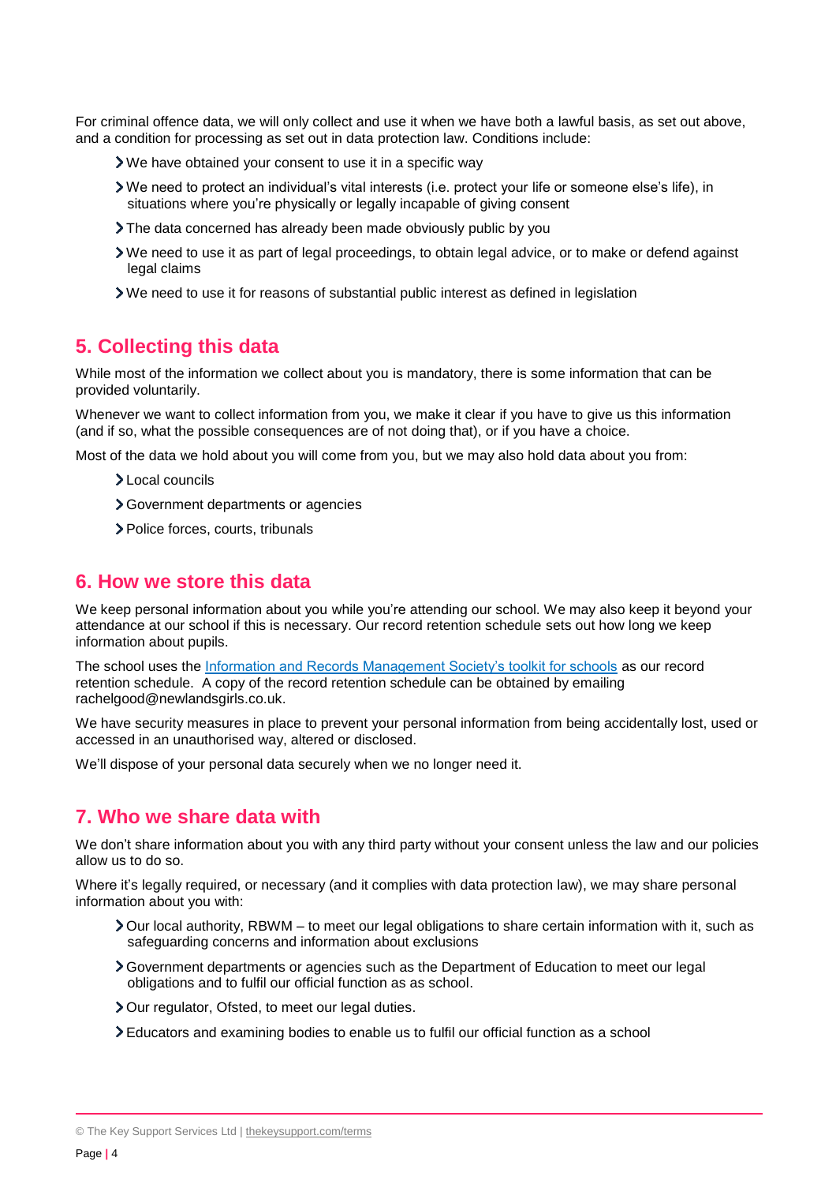For criminal offence data, we will only collect and use it when we have both a lawful basis, as set out above, and a condition for processing as set out in data protection law. Conditions include:

- We have obtained your consent to use it in a specific way
- We need to protect an individual's vital interests (i.e. protect your life or someone else's life), in situations where you're physically or legally incapable of giving consent
- The data concerned has already been made obviously public by you
- We need to use it as part of legal proceedings, to obtain legal advice, or to make or defend against legal claims
- We need to use it for reasons of substantial public interest as defined in legislation

## 5. Collecting this data

While most of the information we collect about you is mandatory, there is some information that can be provided voluntarily.

Whenever we want to collect information from you, we make it clear if you have to give us this information (and if so, what the possible consequences are of not doing that), or if you have a choice.

Most of the data we hold about you will come from you, but we may also hold data about you from:

- Local councils
- Government departments or agencies
- Police forces, courts, tribunals

## 6. How we store this data

We keep personal information about you while you're attending our school. We may also keep it beyond your attendance at our school if this is necessary. Our record retention schedule sets out how long we keep information about pupils.

The school uses the [Information and Records Management Society's toolkit for schools](https://irms.org.uk/page/SchoolsToolkit) as our record retention schedule. A copy of the record retention schedule can be obtained by emailing rachelgood@newlandsgirls.co.uk.

We have security measures in place to prevent your personal information from being accidentally lost, used or accessed in an unauthorised way, altered or disclosed.

We'll dispose of your personal data securely when we no longer need it.

## 7. Who we share data with

We don't share information about you with any third party without your consent unless the law and our policies allow us to do so.

Where it's legally required, or necessary (and it complies with data protection law), we may share personal information about you with:

- Our local authority, RBWM – to meet our legal obligations to share certain information with it, such as safeguarding concerns and information about exclusions
- Government departments or agencies such as the Department of Education to meet our legal obligations and to fulfil our official function as as school.
- Our regulator, Ofsted, to meet our legal duties.
- Educators and examining bodies to enable us to fulfil our official function as a school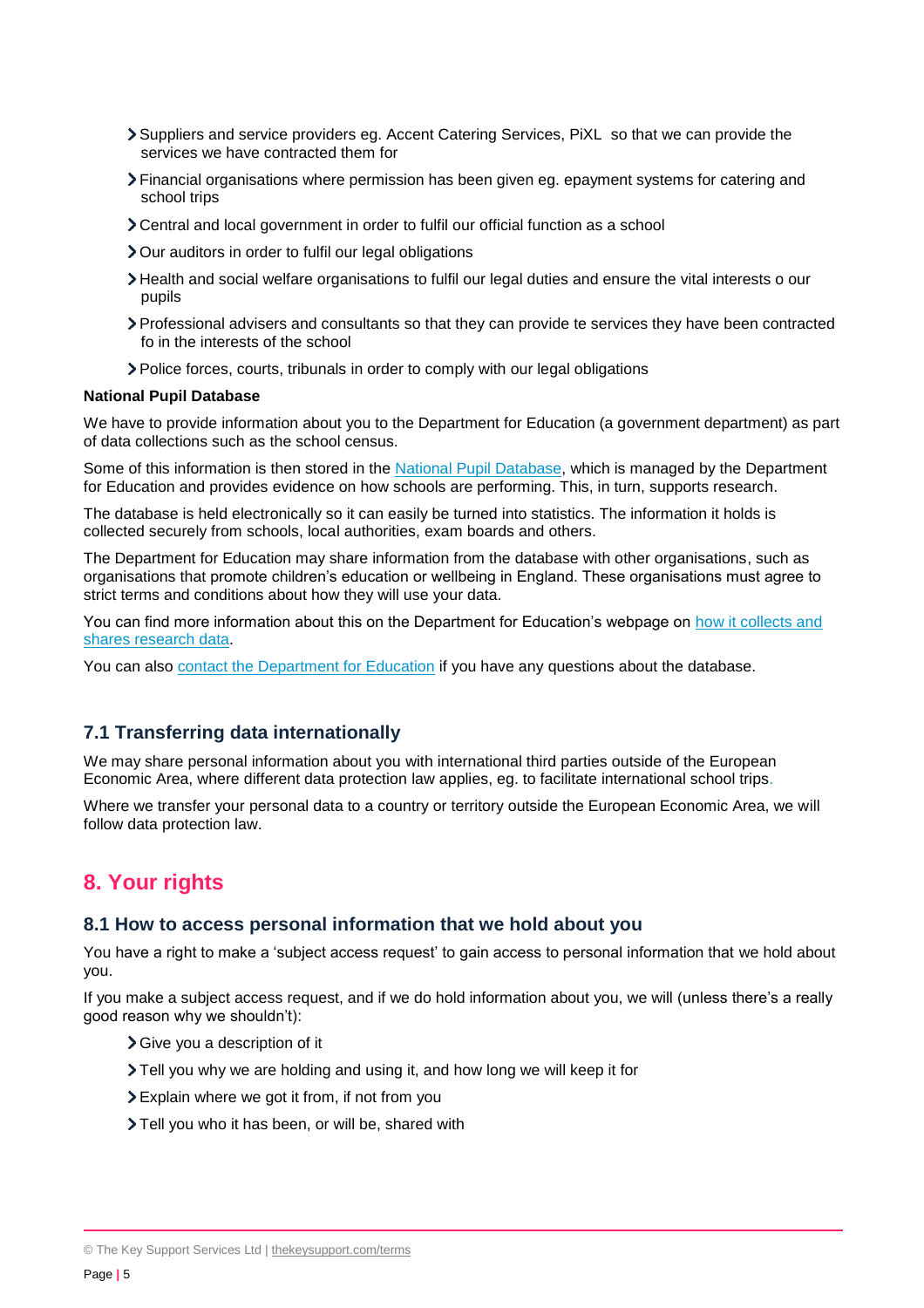- Suppliers and service providers eg. Accent Catering Services, PiXL  so that we can provide the services we have contracted them for
- Financial organisations where permission has been given eg. epayment systems for catering and school trips
- Central and local government in order to fulfil our official function as a school
- Our auditors in order to fulfil our legal obligations
- Health and social welfare organisations to fulfil our legal duties and ensure the vital interests o our pupils
- Professional advisers and consultants so that they can provide te services they have been contracted fo in the interests of the school
- Police forces, courts, tribunals in order to comply with our legal obligations

**National Pupil Database**

We have to provide information about you to the Department for Education (a government department) as part of data collections such as the school census.

Some of this information is then stored in the National Pupil Database, which is managed by the Department for Education and provides evidence on how schools are performing. This, in turn, supports research.

The database is held electronically so it can easily be turned into statistics. The information it holds is collected securely from schools, local authorities, exam boards and others.

The Department for Education may share information from the database with other organisations, such as organisations that promote children's education or wellbeing in England. These organisations must agree to strict terms and conditions about how they will use your data.

You can find more information about this on the Department for Education's webpage on how it collects and shares research data.

You can also contact the Department for Education if you have any questions about the database.

### 7.1 Transferring data internationally

We may share personal information about you with international third parties outside of the European Economic Area, where different data protection law applies, eg. to facilitate international school trips.

Where we transfer your personal data to a country or territory outside the European Economic Area, we will follow data protection law.

## 8. Your rights

### 8.1 How to access personal information that we hold about you

You have a right to make a 'subject access request' to gain access to personal information that we hold about you.

If you make a subject access request, and if we do hold information about you, we will (unless there's a really good reason why we shouldn't):

- Give you a description of it
- Tell you why we are holding and using it, and how long we will keep it for
- Explain where we got it from, if not from you
- Tell you who it has been, or will be, shared with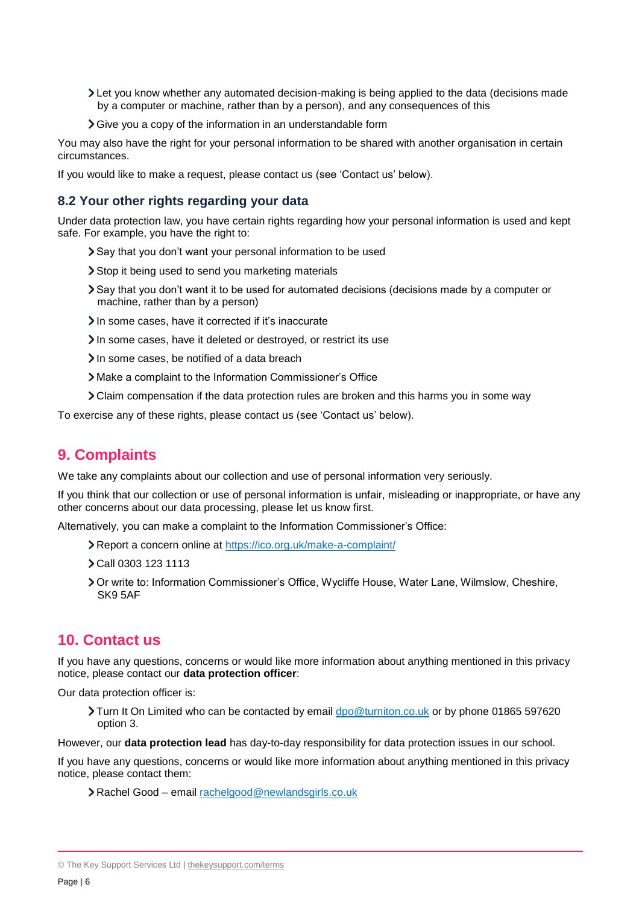- Let you know whether any automated decision-making is being applied to the data (decisions made by a computer or machine, rather than by a person), and any consequences of this
- Give you a copy of the information in an understandable form

You may also have the right for your personal information to be shared with another organisation in certain circumstances.

If you would like to make a request, please contact us (see 'Contact us' below).

### 8.2 Your other rights regarding your data

Under data protection law, you have certain rights regarding how your personal information is used and kept safe. For example, you have the right to:

- Say that you don't want your personal information to be used
- Stop it being used to send you marketing materials
- Say that you don't want it to be used for automated decisions (decisions made by a computer or machine, rather than by a person)
- In some cases, have it corrected if it's inaccurate
- In some cases, have it deleted or destroyed, or restrict its use
- In some cases, be notified of a data breach
- Make a complaint to the Information Commissioner's Office
- Claim compensation if the data protection rules are broken and this harms you in some way

To exercise any of these rights, please contact us (see 'Contact us' below).

## 9. Complaints

We take any complaints about our collection and use of personal information very seriously.

If you think that our collection or use of personal information is unfair, misleading or inappropriate, or have any other concerns about our data processing, please let us know first.

Alternatively, you can make a complaint to the Information Commissioner's Office:

- Report a concern online at [https://ico.org.uk/make-a-complaint/](https://ico.org.uk/make-a-complaint/)
- Call 0303 123 1113
- Or write to: Information Commissioner's Office, Wycliffe House, Water Lane, Wilmslow, Cheshire, SK9 5AF

## 10. Contact us

If you have any questions, concerns or would like more information about anything mentioned in this privacy notice, please contact our **data protection officer**:

Our data protection officer is:

- Turn It On Limited who can be contacted by email [dpo@turniton.co.uk](mailto:dpo@turniton.co.uk) or by phone 01865 597620 option 3.

However, our **data protection lead** has day-to-day responsibility for data protection issues in our school.

If you have any questions, concerns or would like more information about anything mentioned in this privacy notice, please contact them:

- Rachel Good – email [rachelgood@newlandsgirls.co.uk](mailto:rachelgood@newlandsgirls.co.uk)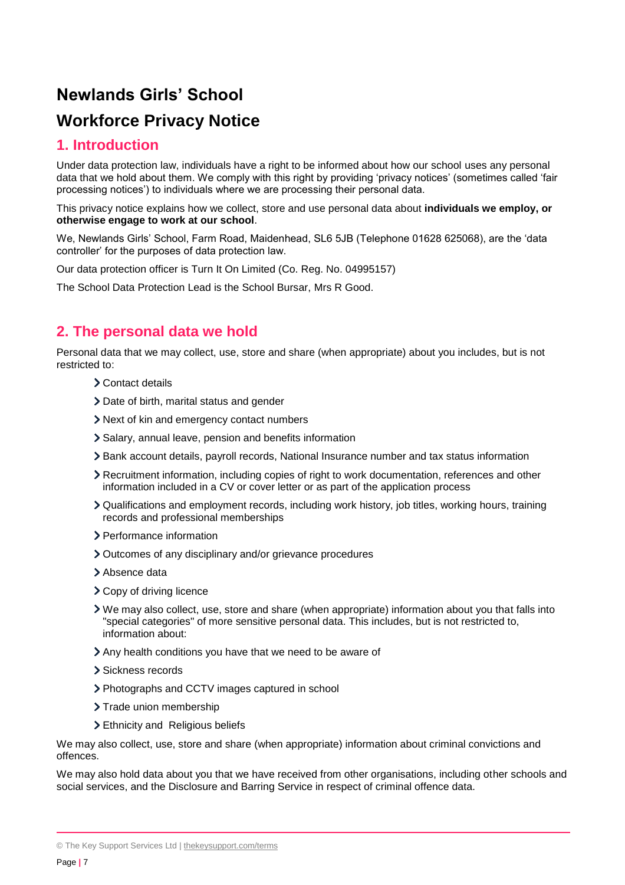# Newlands Girls' School

# Workforce Privacy Notice

## 1. Introduction

Under data protection law, individuals have a right to be informed about how our school uses any personal data that we hold about them. We comply with this right by providing 'privacy notices' (sometimes called 'fair processing notices') to individuals where we are processing their personal data.

This privacy notice explains how we collect, store and use personal data about **individuals we employ, or otherwise engage to work at our school**.

We, Newlands Girls' School, Farm Road, Maidenhead, SL6 5JB (Telephone 01628 625068), are the 'data controller' for the purposes of data protection law.

Our data protection officer is Turn It On Limited (Co. Reg. No. 04995157)

The School Data Protection Lead is the School Bursar, Mrs R Good.

## 2. The personal data we hold

Personal data that we may collect, use, store and share (when appropriate) about you includes, but is not restricted to:

- Contact details
- Date of birth, marital status and gender
- Next of kin and emergency contact numbers
- Salary, annual leave, pension and benefits information
- Bank account details, payroll records, National Insurance number and tax status information
- Recruitment information, including copies of right to work documentation, references and other information included in a CV or cover letter or as part of the application process
- Qualifications and employment records, including work history, job titles, working hours, training records and professional memberships
- Performance information
- Outcomes of any disciplinary and/or grievance procedures
- Absence data
- Copy of driving licence
- We may also collect, use, store and share (when appropriate) information about you that falls into "special categories" of more sensitive personal data. This includes, but is not restricted to, information about:
- Any health conditions you have that we need to be aware of
- Sickness records
- Photographs and CCTV images captured in school
- Trade union membership
- Ethnicity and Religious beliefs

We may also collect, use, store and share (when appropriate) information about criminal convictions and offences.

We may also hold data about you that we have received from other organisations, including other schools and social services, and the Disclosure and Barring Service in respect of criminal offence data.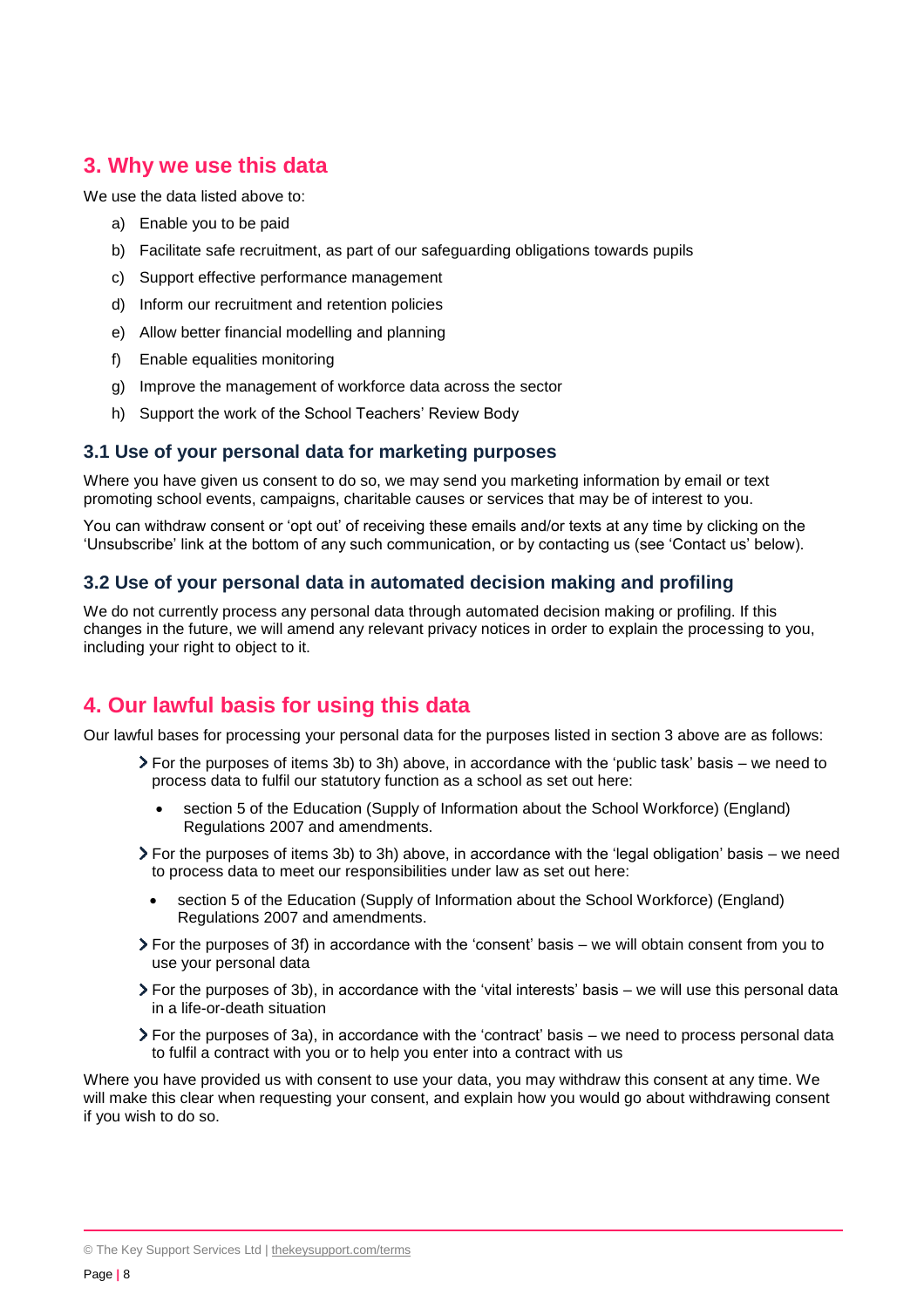## 3. Why we use this data

We use the data listed above to:

a) Enable you to be paid
b) Facilitate safe recruitment, as part of our safeguarding obligations towards pupils
c) Support effective performance management
d) Inform our recruitment and retention policies
e) Allow better financial modelling and planning
f) Enable equalities monitoring
g) Improve the management of workforce data across the sector
h) Support the work of the School Teachers' Review Body

### 3.1 Use of your personal data for marketing purposes

Where you have given us consent to do so, we may send you marketing information by email or text promoting school events, campaigns, charitable causes or services that may be of interest to you.

You can withdraw consent or 'opt out' of receiving these emails and/or texts at any time by clicking on the 'Unsubscribe' link at the bottom of any such communication, or by contacting us (see 'Contact us' below).

### 3.2 Use of your personal data in automated decision making and profiling

We do not currently process any personal data through automated decision making or profiling. If this changes in the future, we will amend any relevant privacy notices in order to explain the processing to you, including your right to object to it.

## 4. Our lawful basis for using this data

Our lawful bases for processing your personal data for the purposes listed in section 3 above are as follows:

- For the purposes of items 3b) to 3h) above, in accordance with the 'public task' basis – we need to process data to fulfil our statutory function as a school as set out here:
  - section 5 of the Education (Supply of Information about the School Workforce) (England) Regulations 2007 and amendments.
- For the purposes of items 3b) to 3h) above, in accordance with the 'legal obligation' basis – we need to process data to meet our responsibilities under law as set out here:
  - section 5 of the Education (Supply of Information about the School Workforce) (England) Regulations 2007 and amendments.
- For the purposes of 3f) in accordance with the 'consent' basis – we will obtain consent from you to use your personal data
- For the purposes of 3b), in accordance with the 'vital interests' basis – we will use this personal data in a life-or-death situation
- For the purposes of 3a), in accordance with the 'contract' basis – we need to process personal data to fulfil a contract with you or to help you enter into a contract with us

Where you have provided us with consent to use your data, you may withdraw this consent at any time. We will make this clear when requesting your consent, and explain how you would go about withdrawing consent if you wish to do so.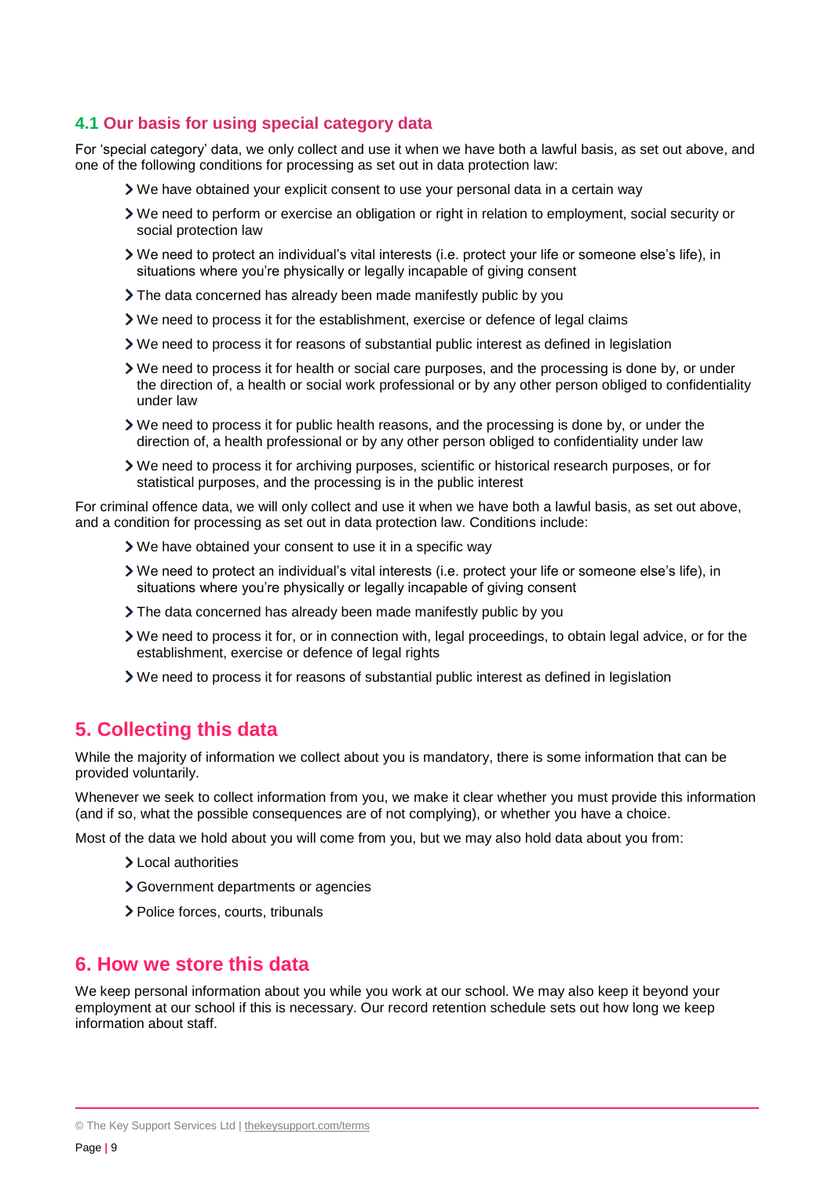### 4.1 Our basis for using special category data

For 'special category' data, we only collect and use it when we have both a lawful basis, as set out above, and one of the following conditions for processing as set out in data protection law:

- We have obtained your explicit consent to use your personal data in a certain way
- We need to perform or exercise an obligation or right in relation to employment, social security or social protection law
- We need to protect an individual's vital interests (i.e. protect your life or someone else's life), in situations where you're physically or legally incapable of giving consent
- The data concerned has already been made manifestly public by you
- We need to process it for the establishment, exercise or defence of legal claims
- We need to process it for reasons of substantial public interest as defined in legislation
- We need to process it for health or social care purposes, and the processing is done by, or under the direction of, a health or social work professional or by any other person obliged to confidentiality under law
- We need to process it for public health reasons, and the processing is done by, or under the direction of, a health professional or by any other person obliged to confidentiality under law
- We need to process it for archiving purposes, scientific or historical research purposes, or for statistical purposes, and the processing is in the public interest

For criminal offence data, we will only collect and use it when we have both a lawful basis, as set out above, and a condition for processing as set out in data protection law. Conditions include:

- We have obtained your consent to use it in a specific way
- We need to protect an individual's vital interests (i.e. protect your life or someone else's life), in situations where you're physically or legally incapable of giving consent
- The data concerned has already been made manifestly public by you
- We need to process it for, or in connection with, legal proceedings, to obtain legal advice, or for the establishment, exercise or defence of legal rights
- We need to process it for reasons of substantial public interest as defined in legislation

## 5. Collecting this data

While the majority of information we collect about you is mandatory, there is some information that can be provided voluntarily.

Whenever we seek to collect information from you, we make it clear whether you must provide this information (and if so, what the possible consequences are of not complying), or whether you have a choice.

Most of the data we hold about you will come from you, but we may also hold data about you from:

- Local authorities
- Government departments or agencies
- Police forces, courts, tribunals

## 6. How we store this data

We keep personal information about you while you work at our school. We may also keep it beyond your employment at our school if this is necessary. Our record retention schedule sets out how long we keep information about staff.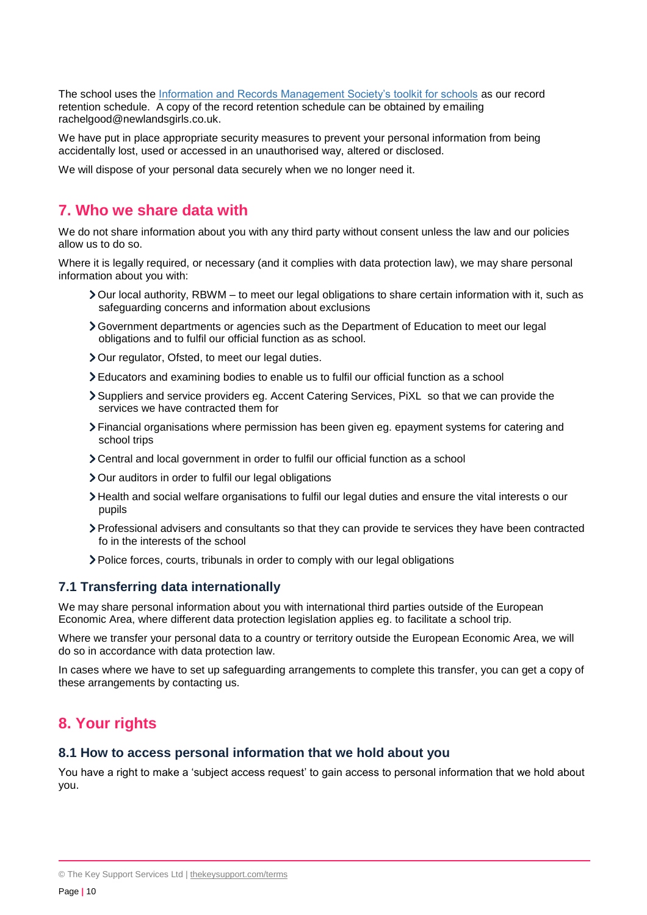The school uses the [Information and Records Management Society's toolkit for schools] as our record retention schedule. A copy of the record retention schedule can be obtained by emailing rachelgood@newlandsgirls.co.uk.

We have put in place appropriate security measures to prevent your personal information from being accidentally lost, used or accessed in an unauthorised way, altered or disclosed.

We will dispose of your personal data securely when we no longer need it.

## 7. Who we share data with

We do not share information about you with any third party without consent unless the law and our policies allow us to do so.

Where it is legally required, or necessary (and it complies with data protection law), we may share personal information about you with:

- Our local authority, RBWM – to meet our legal obligations to share certain information with it, such as safeguarding concerns and information about exclusions
- Government departments or agencies such as the Department of Education to meet our legal obligations and to fulfil our official function as as school.
- Our regulator, Ofsted, to meet our legal duties.
- Educators and examining bodies to enable us to fulfil our official function as a school
- Suppliers and service providers eg. Accent Catering Services, PiXL so that we can provide the services we have contracted them for
- Financial organisations where permission has been given eg. epayment systems for catering and school trips
- Central and local government in order to fulfil our official function as a school
- Our auditors in order to fulfil our legal obligations
- Health and social welfare organisations to fulfil our legal duties and ensure the vital interests o our pupils
- Professional advisers and consultants so that they can provide te services they have been contracted fo in the interests of the school
- Police forces, courts, tribunals in order to comply with our legal obligations

### 7.1 Transferring data internationally

We may share personal information about you with international third parties outside of the European Economic Area, where different data protection legislation applies eg. to facilitate a school trip.

Where we transfer your personal data to a country or territory outside the European Economic Area, we will do so in accordance with data protection law.

In cases where we have to set up safeguarding arrangements to complete this transfer, you can get a copy of these arrangements by contacting us.

## 8. Your rights

### 8.1 How to access personal information that we hold about you

You have a right to make a 'subject access request' to gain access to personal information that we hold about you.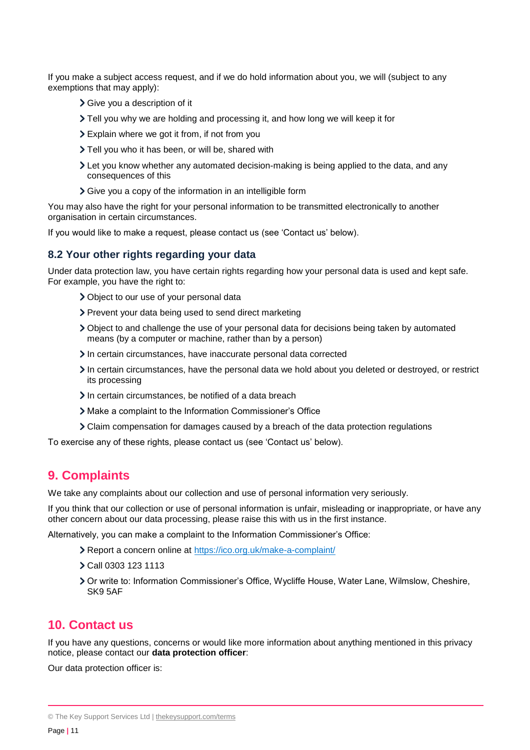If you make a subject access request, and if we do hold information about you, we will (subject to any exemptions that may apply):

- Give you a description of it
- Tell you why we are holding and processing it, and how long we will keep it for
- Explain where we got it from, if not from you
- Tell you who it has been, or will be, shared with
- Let you know whether any automated decision-making is being applied to the data, and any consequences of this
- Give you a copy of the information in an intelligible form

You may also have the right for your personal information to be transmitted electronically to another organisation in certain circumstances.

If you would like to make a request, please contact us (see 'Contact us' below).

### 8.2 Your other rights regarding your data

Under data protection law, you have certain rights regarding how your personal data is used and kept safe. For example, you have the right to:

- Object to our use of your personal data
- Prevent your data being used to send direct marketing
- Object to and challenge the use of your personal data for decisions being taken by automated means (by a computer or machine, rather than by a person)
- In certain circumstances, have inaccurate personal data corrected
- In certain circumstances, have the personal data we hold about you deleted or destroyed, or restrict its processing
- In certain circumstances, be notified of a data breach
- Make a complaint to the Information Commissioner's Office
- Claim compensation for damages caused by a breach of the data protection regulations

To exercise any of these rights, please contact us (see 'Contact us' below).

## 9. Complaints

We take any complaints about our collection and use of personal information very seriously.

If you think that our collection or use of personal information is unfair, misleading or inappropriate, or have any other concern about our data processing, please raise this with us in the first instance.

Alternatively, you can make a complaint to the Information Commissioner's Office:

- Report a concern online at [https://ico.org.uk/make-a-complaint/](https://ico.org.uk/make-a-complaint/)
- Call 0303 123 1113
- Or write to: Information Commissioner's Office, Wycliffe House, Water Lane, Wilmslow, Cheshire, SK9 5AF

## 10. Contact us

If you have any questions, concerns or would like more information about anything mentioned in this privacy notice, please contact our **data protection officer**:

Our data protection officer is: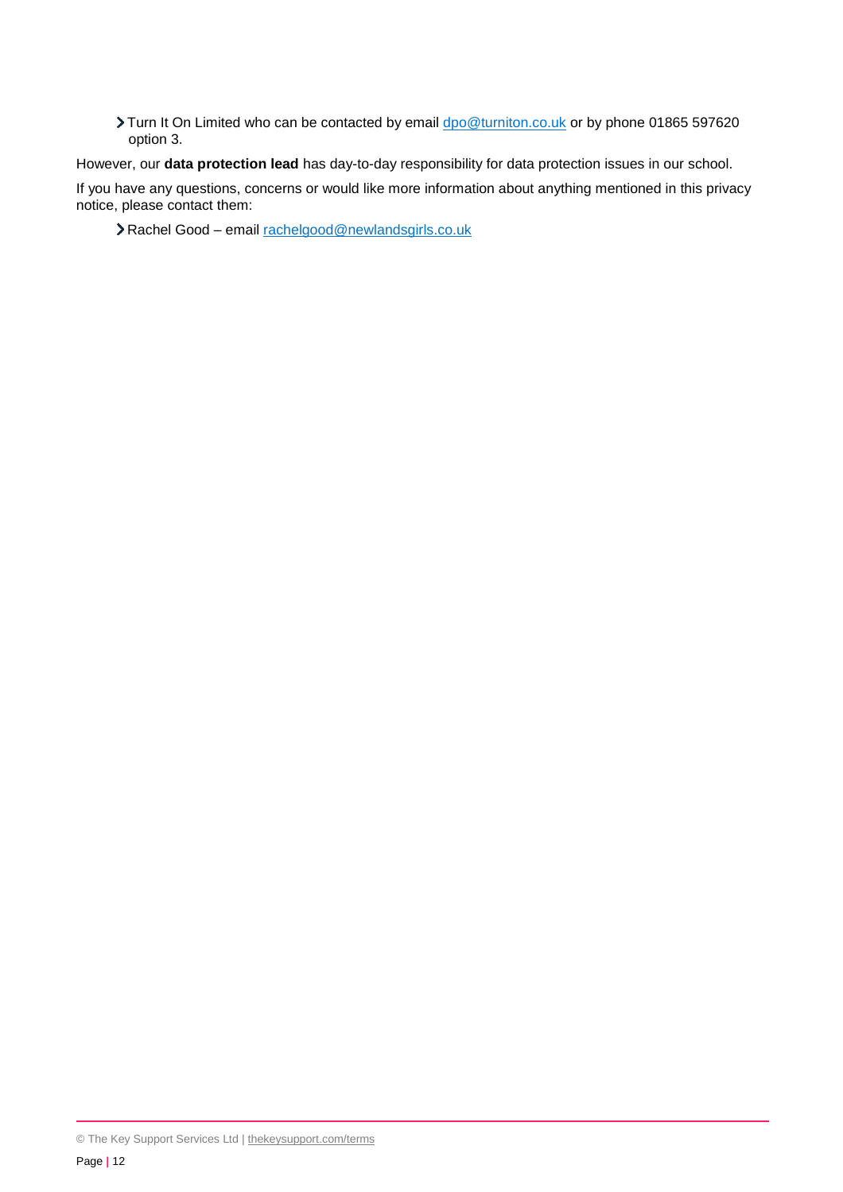- Turn It On Limited who can be contacted by email dpo@turniton.co.uk or by phone 01865 597620 option 3.

However, our **data protection lead** has day-to-day responsibility for data protection issues in our school.

If you have any questions, concerns or would like more information about anything mentioned in this privacy notice, please contact them:

- Rachel Good – email rachelgood@newlandsgirls.co.uk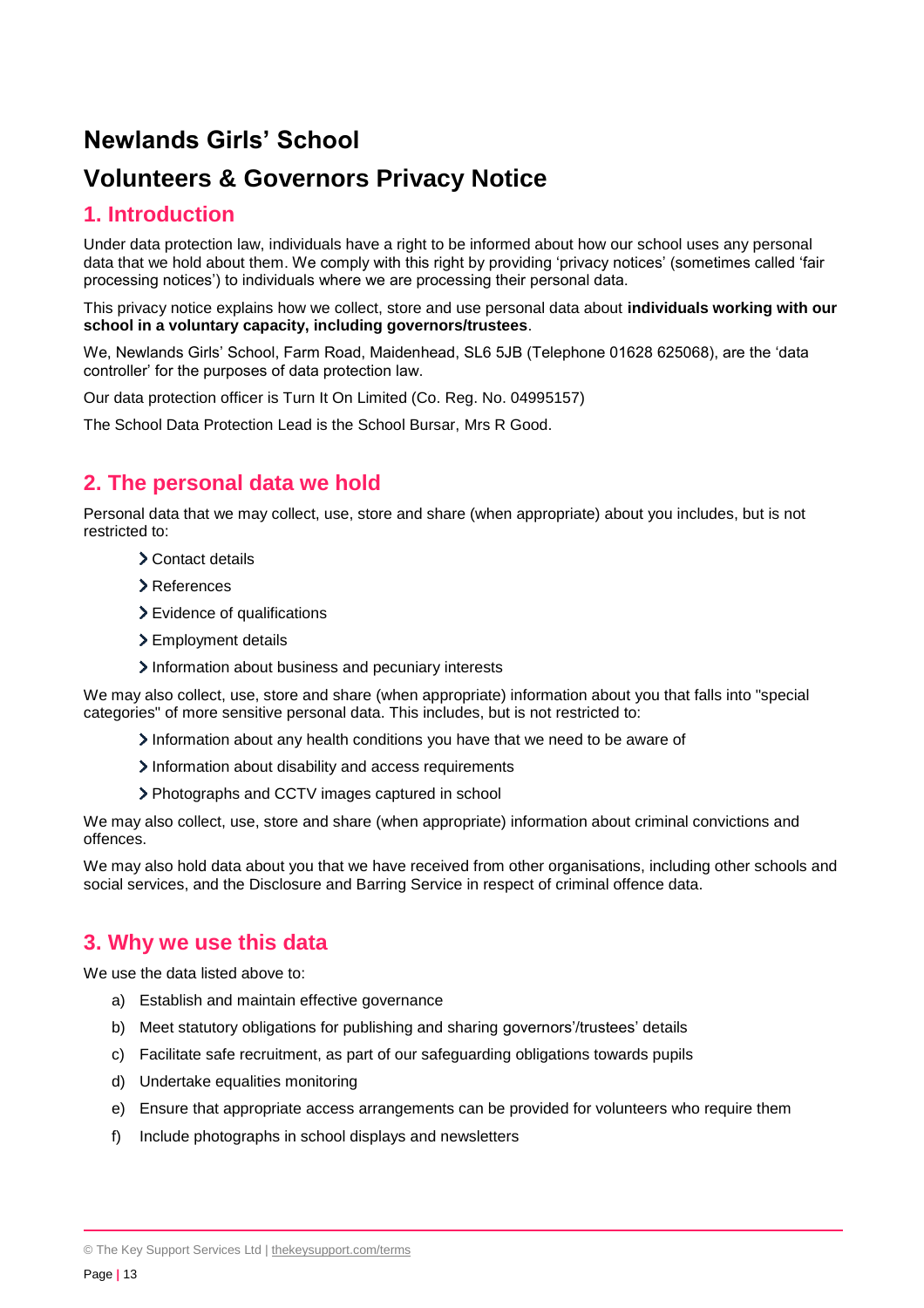# Newlands Girls' School

# Volunteers & Governors Privacy Notice

## 1. Introduction

Under data protection law, individuals have a right to be informed about how our school uses any personal data that we hold about them. We comply with this right by providing 'privacy notices' (sometimes called 'fair processing notices') to individuals where we are processing their personal data.

This privacy notice explains how we collect, store and use personal data about **individuals working with our school in a voluntary capacity, including governors/trustees**.

We, Newlands Girls' School, Farm Road, Maidenhead, SL6 5JB (Telephone 01628 625068), are the 'data controller' for the purposes of data protection law.

Our data protection officer is Turn It On Limited (Co. Reg. No. 04995157)

The School Data Protection Lead is the School Bursar, Mrs R Good.

## 2. The personal data we hold

Personal data that we may collect, use, store and share (when appropriate) about you includes, but is not restricted to:

- Contact details
- References
- Evidence of qualifications
- Employment details
- Information about business and pecuniary interests

We may also collect, use, store and share (when appropriate) information about you that falls into "special categories" of more sensitive personal data. This includes, but is not restricted to:

- Information about any health conditions you have that we need to be aware of
- Information about disability and access requirements
- Photographs and CCTV images captured in school

We may also collect, use, store and share (when appropriate) information about criminal convictions and offences.

We may also hold data about you that we have received from other organisations, including other schools and social services, and the Disclosure and Barring Service in respect of criminal offence data.

## 3. Why we use this data

We use the data listed above to:

a) Establish and maintain effective governance
b) Meet statutory obligations for publishing and sharing governors'/trustees' details
c) Facilitate safe recruitment, as part of our safeguarding obligations towards pupils
d) Undertake equalities monitoring
e) Ensure that appropriate access arrangements can be provided for volunteers who require them
f) Include photographs in school displays and newsletters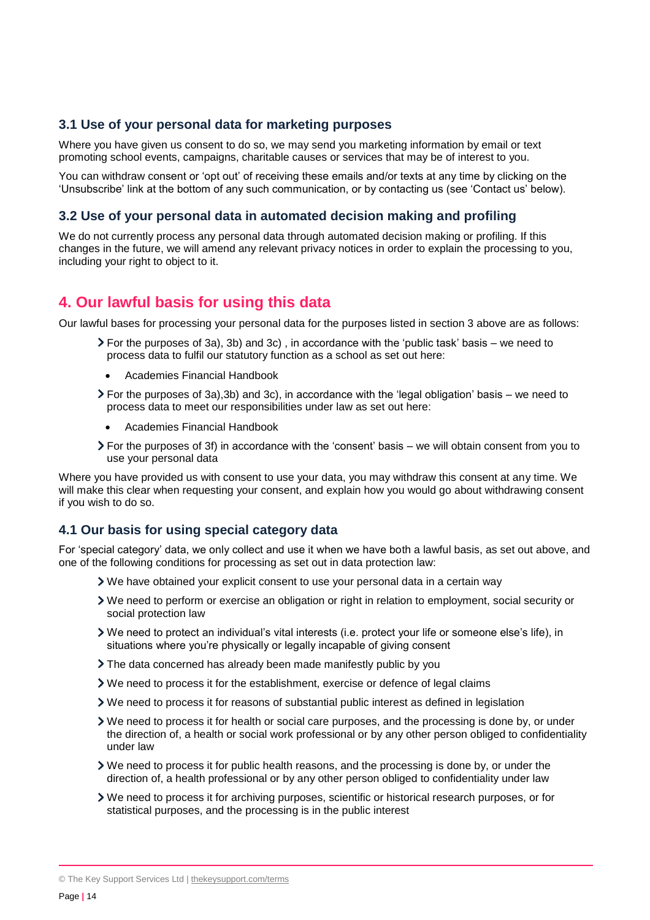### 3.1 Use of your personal data for marketing purposes

Where you have given us consent to do so, we may send you marketing information by email or text promoting school events, campaigns, charitable causes or services that may be of interest to you.

You can withdraw consent or 'opt out' of receiving these emails and/or texts at any time by clicking on the 'Unsubscribe' link at the bottom of any such communication, or by contacting us (see 'Contact us' below).

### 3.2 Use of your personal data in automated decision making and profiling

We do not currently process any personal data through automated decision making or profiling. If this changes in the future, we will amend any relevant privacy notices in order to explain the processing to you, including your right to object to it.

## 4. Our lawful basis for using this data

Our lawful bases for processing your personal data for the purposes listed in section 3 above are as follows:

- For the purposes of 3a), 3b) and 3c) , in accordance with the 'public task' basis – we need to process data to fulfil our statutory function as a school as set out here:
  - Academies Financial Handbook
- For the purposes of 3a),3b) and 3c), in accordance with the 'legal obligation' basis – we need to process data to meet our responsibilities under law as set out here:
  - Academies Financial Handbook
- For the purposes of 3f) in accordance with the 'consent' basis – we will obtain consent from you to use your personal data

Where you have provided us with consent to use your data, you may withdraw this consent at any time. We will make this clear when requesting your consent, and explain how you would go about withdrawing consent if you wish to do so.

### 4.1 Our basis for using special category data

For 'special category' data, we only collect and use it when we have both a lawful basis, as set out above, and one of the following conditions for processing as set out in data protection law:

- We have obtained your explicit consent to use your personal data in a certain way
- We need to perform or exercise an obligation or right in relation to employment, social security or social protection law
- We need to protect an individual's vital interests (i.e. protect your life or someone else's life), in situations where you're physically or legally incapable of giving consent
- The data concerned has already been made manifestly public by you
- We need to process it for the establishment, exercise or defence of legal claims
- We need to process it for reasons of substantial public interest as defined in legislation
- We need to process it for health or social care purposes, and the processing is done by, or under the direction of, a health or social work professional or by any other person obliged to confidentiality under law
- We need to process it for public health reasons, and the processing is done by, or under the direction of, a health professional or by any other person obliged to confidentiality under law
- We need to process it for archiving purposes, scientific or historical research purposes, or for statistical purposes, and the processing is in the public interest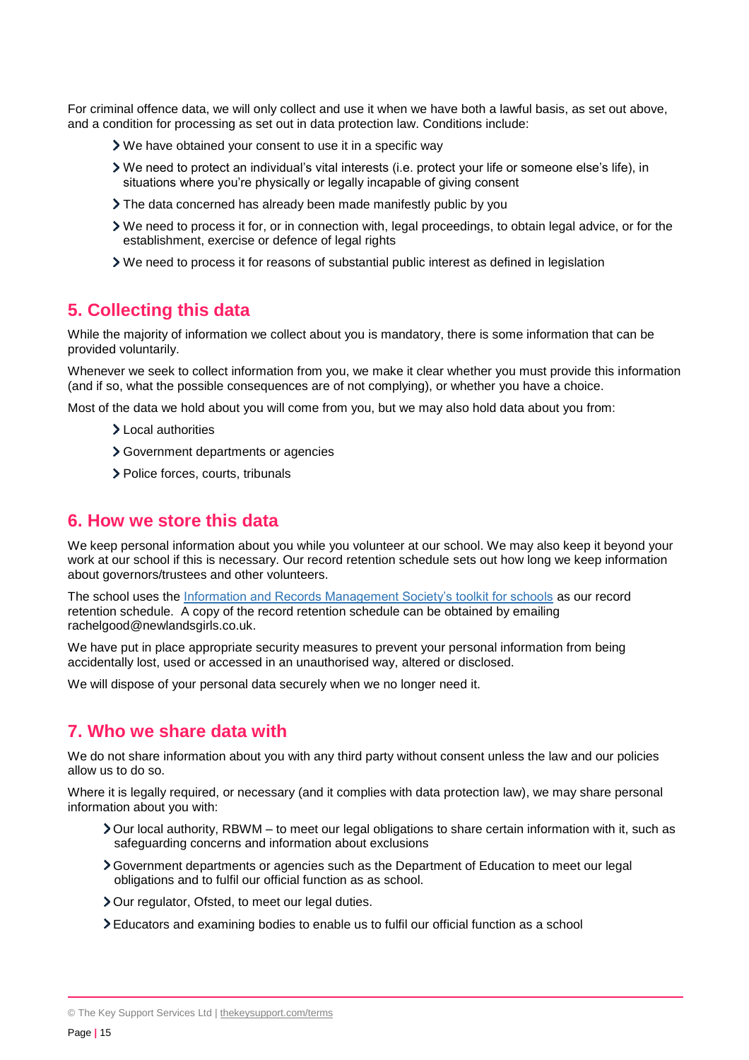For criminal offence data, we will only collect and use it when we have both a lawful basis, as set out above, and a condition for processing as set out in data protection law. Conditions include:

- We have obtained your consent to use it in a specific way
- We need to protect an individual's vital interests (i.e. protect your life or someone else's life), in situations where you're physically or legally incapable of giving consent
- The data concerned has already been made manifestly public by you
- We need to process it for, or in connection with, legal proceedings, to obtain legal advice, or for the establishment, exercise or defence of legal rights
- We need to process it for reasons of substantial public interest as defined in legislation

## 5. Collecting this data

While the majority of information we collect about you is mandatory, there is some information that can be provided voluntarily.

Whenever we seek to collect information from you, we make it clear whether you must provide this information (and if so, what the possible consequences are of not complying), or whether you have a choice.

Most of the data we hold about you will come from you, but we may also hold data about you from:

- Local authorities
- Government departments or agencies
- Police forces, courts, tribunals

## 6. How we store this data

We keep personal information about you while you volunteer at our school. We may also keep it beyond your work at our school if this is necessary. Our record retention schedule sets out how long we keep information about governors/trustees and other volunteers.

The school uses the [Information and Records Management Society's toolkit for schools] as our record retention schedule. A copy of the record retention schedule can be obtained by emailing rachelgood@newlandsgirls.co.uk.

We have put in place appropriate security measures to prevent your personal information from being accidentally lost, used or accessed in an unauthorised way, altered or disclosed.

We will dispose of your personal data securely when we no longer need it.

## 7. Who we share data with

We do not share information about you with any third party without consent unless the law and our policies allow us to do so.

Where it is legally required, or necessary (and it complies with data protection law), we may share personal information about you with:

- Our local authority, RBWM – to meet our legal obligations to share certain information with it, such as safeguarding concerns and information about exclusions
- Government departments or agencies such as the Department of Education to meet our legal obligations and to fulfil our official function as as school.
- Our regulator, Ofsted, to meet our legal duties.
- Educators and examining bodies to enable us to fulfil our official function as a school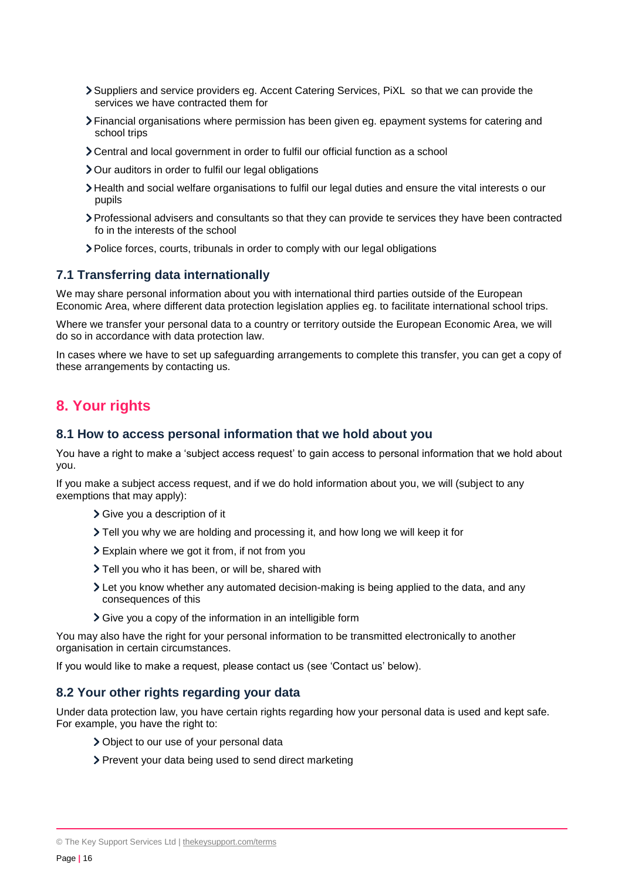- Suppliers and service providers eg. Accent Catering Services, PiXL  so that we can provide the services we have contracted them for
- Financial organisations where permission has been given eg. epayment systems for catering and school trips
- Central and local government in order to fulfil our official function as a school
- Our auditors in order to fulfil our legal obligations
- Health and social welfare organisations to fulfil our legal duties and ensure the vital interests o our pupils
- Professional advisers and consultants so that they can provide te services they have been contracted fo in the interests of the school
- Police forces, courts, tribunals in order to comply with our legal obligations

### 7.1 Transferring data internationally

We may share personal information about you with international third parties outside of the European Economic Area, where different data protection legislation applies eg. to facilitate international school trips.

Where we transfer your personal data to a country or territory outside the European Economic Area, we will do so in accordance with data protection law.

In cases where we have to set up safeguarding arrangements to complete this transfer, you can get a copy of these arrangements by contacting us.

## 8. Your rights

### 8.1 How to access personal information that we hold about you

You have a right to make a 'subject access request' to gain access to personal information that we hold about you.

If you make a subject access request, and if we do hold information about you, we will (subject to any exemptions that may apply):

- Give you a description of it
- Tell you why we are holding and processing it, and how long we will keep it for
- Explain where we got it from, if not from you
- Tell you who it has been, or will be, shared with
- Let you know whether any automated decision-making is being applied to the data, and any consequences of this
- Give you a copy of the information in an intelligible form

You may also have the right for your personal information to be transmitted electronically to another organisation in certain circumstances.

If you would like to make a request, please contact us (see 'Contact us' below).

### 8.2 Your other rights regarding your data

Under data protection law, you have certain rights regarding how your personal data is used and kept safe. For example, you have the right to:

- Object to our use of your personal data
- Prevent your data being used to send direct marketing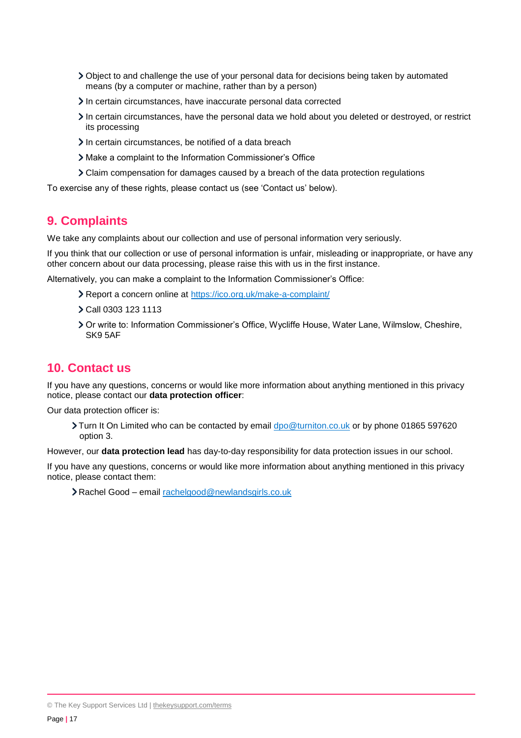- Object to and challenge the use of your personal data for decisions being taken by automated means (by a computer or machine, rather than by a person)
- In certain circumstances, have inaccurate personal data corrected
- In certain circumstances, have the personal data we hold about you deleted or destroyed, or restrict its processing
- In certain circumstances, be notified of a data breach
- Make a complaint to the Information Commissioner's Office
- Claim compensation for damages caused by a breach of the data protection regulations

To exercise any of these rights, please contact us (see 'Contact us' below).

## 9. Complaints

We take any complaints about our collection and use of personal information very seriously.

If you think that our collection or use of personal information is unfair, misleading or inappropriate, or have any other concern about our data processing, please raise this with us in the first instance.

Alternatively, you can make a complaint to the Information Commissioner's Office:

- Report a concern online at [https://ico.org.uk/make-a-complaint/](https://ico.org.uk/make-a-complaint/)
- Call 0303 123 1113
- Or write to: Information Commissioner's Office, Wycliffe House, Water Lane, Wilmslow, Cheshire, SK9 5AF

## 10. Contact us

If you have any questions, concerns or would like more information about anything mentioned in this privacy notice, please contact our **data protection officer**:

Our data protection officer is:

- Turn It On Limited who can be contacted by email [dpo@turniton.co.uk](mailto:dpo@turniton.co.uk) or by phone 01865 597620 option 3.

However, our **data protection lead** has day-to-day responsibility for data protection issues in our school.

If you have any questions, concerns or would like more information about anything mentioned in this privacy notice, please contact them:

- Rachel Good – email [rachelgood@newlandsgirls.co.uk](mailto:rachelgood@newlandsgirls.co.uk)